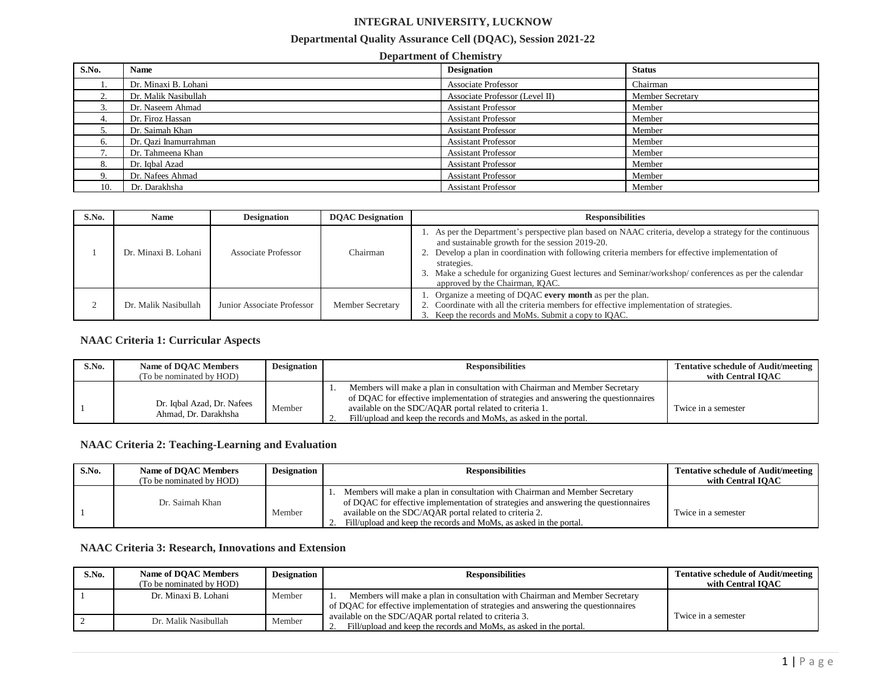# INTEGRAL UNIVERSITY, LUCKNOW

## Departmental Quality Assurance Cell (DQAC), Session 2021-22

### Department of Chemistry

| S.No. | Name | Designation | Status |
|---|---|---|---|
| 1. | Dr. Minaxi B. Lohani | Associate Professor | Chairman |
| 2. | Dr. Malik Nasibullah | Associate Professor (Level II) | Member Secretary |
| 3. | Dr. Naseem Ahmad | Assistant Professor | Member |
| 4. | Dr. Firoz Hassan | Assistant Professor | Member |
| 5. | Dr. Saimah Khan | Assistant Professor | Member |
| 6. | Dr. Qazi Inamurrahman | Assistant Professor | Member |
| 7. | Dr. Tahmeena Khan | Assistant Professor | Member |
| 8. | Dr. Iqbal Azad | Assistant Professor | Member |
| 9. | Dr. Nafees Ahmad | Assistant Professor | Member |
| 10. | Dr. Darakhsha | Assistant Professor | Member |

| S.No. | Name | Designation | DQAC Designation | Responsibilities |
|---|---|---|---|---|
| 1 | Dr. Minaxi B. Lohani | Associate Professor | Chairman | 1. As per the Department's perspective plan based on NAAC criteria, develop a strategy for the continuous and sustainable growth for the session 2019-20.<br>2. Develop a plan in coordination with following criteria members for effective implementation of strategies.<br>3. Make a schedule for organizing Guest lectures and Seminar/workshop/ conferences as per the calendar approved by the Chairman, IQAC. |
| 2 | Dr. Malik Nasibullah | Junior Associate Professor | Member Secretary | 1. Organize a meeting of DQAC **every month** as per the plan.<br>2. Coordinate with all the criteria members for effective implementation of strategies.<br>3. Keep the records and MoMs. Submit a copy to IQAC. |

### NAAC Criteria 1: Curricular Aspects

| S.No. | Name of DQAC Members (To be nominated by HOD) | Designation | Responsibilities | Tentative schedule of Audit/meeting with Central IQAC |
|---|---|---|---|---|
| 1 | Dr. Iqbal Azad, Dr. Nafees Ahmad, Dr. Darakhsha | Member | 1. Members will make a plan in consultation with Chairman and Member Secretary of DQAC for effective implementation of strategies and answering the questionnaires available on the SDC/AQAR portal related to criteria 1.<br>2. Fill/upload and keep the records and MoMs, as asked in the portal. | Twice in a semester |

### NAAC Criteria 2: Teaching-Learning and Evaluation

| S.No. | Name of DQAC Members (To be nominated by HOD) | Designation | Responsibilities | Tentative schedule of Audit/meeting with Central IQAC |
|---|---|---|---|---|
| 1 | Dr. Saimah Khan | Member | 1. Members will make a plan in consultation with Chairman and Member Secretary of DQAC for effective implementation of strategies and answering the questionnaires available on the SDC/AQAR portal related to criteria 2.<br>2. Fill/upload and keep the records and MoMs, as asked in the portal. | Twice in a semester |

### NAAC Criteria 3: Research, Innovations and Extension

| S.No. | Name of DQAC Members (To be nominated by HOD) | Designation | Responsibilities | Tentative schedule of Audit/meeting with Central IQAC |
|---|---|---|---|---|
| 1 | Dr. Minaxi B. Lohani | Member | 1. Members will make a plan in consultation with Chairman and Member Secretary of DQAC for effective implementation of strategies and answering the questionnaires available on the SDC/AQAR portal related to criteria 3.<br>2. Fill/upload and keep the records and MoMs, as asked in the portal. | Twice in a semester |
| 2 | Dr. Malik Nasibullah | Member | | |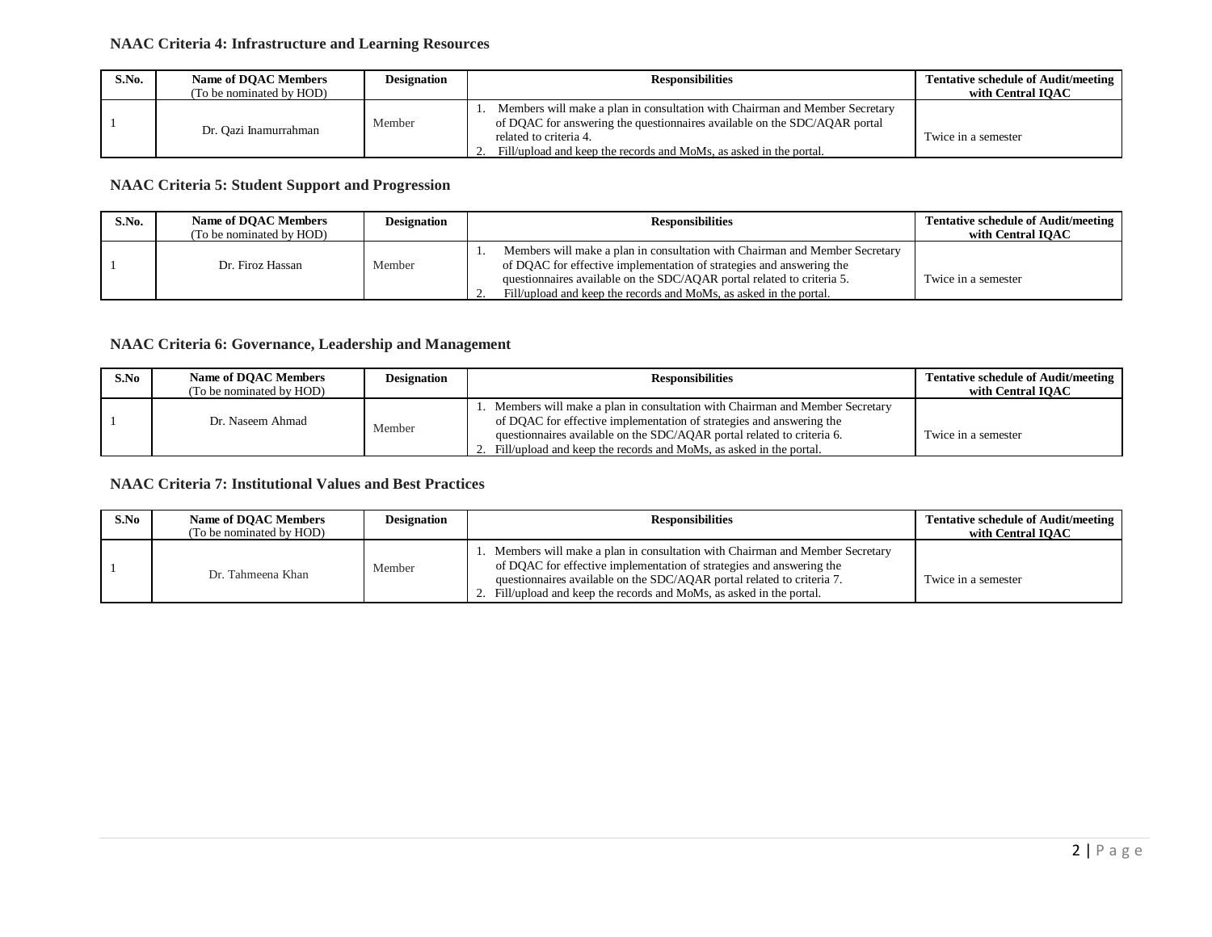### NAAC Criteria 4: Infrastructure and Learning Resources

| S.No. | Name of DQAC Members (To be nominated by HOD) | Designation | Responsibilities | Tentative schedule of Audit/meeting with Central IQAC |
|---|---|---|---|---|
| 1 | Dr. Qazi Inamurrahman | Member | 1. Members will make a plan in consultation with Chairman and Member Secretary of DQAC for answering the questionnaires available on the SDC/AQAR portal related to criteria 4. 2. Fill/upload and keep the records and MoMs, as asked in the portal. | Twice in a semester |

### NAAC Criteria 5: Student Support and Progression

| S.No. | Name of DQAC Members (To be nominated by HOD) | Designation | Responsibilities | Tentative schedule of Audit/meeting with Central IQAC |
|---|---|---|---|---|
| 1 | Dr. Firoz Hassan | Member | 1. Members will make a plan in consultation with Chairman and Member Secretary of DQAC for effective implementation of strategies and answering the questionnaires available on the SDC/AQAR portal related to criteria 5. 2. Fill/upload and keep the records and MoMs, as asked in the portal. | Twice in a semester |

### NAAC Criteria 6: Governance, Leadership and Management

| S.No | Name of DQAC Members (To be nominated by HOD) | Designation | Responsibilities | Tentative schedule of Audit/meeting with Central IQAC |
|---|---|---|---|---|
| 1 | Dr. Naseem Ahmad | Member | 1. Members will make a plan in consultation with Chairman and Member Secretary of DQAC for effective implementation of strategies and answering the questionnaires available on the SDC/AQAR portal related to criteria 6. 2. Fill/upload and keep the records and MoMs, as asked in the portal. | Twice in a semester |

### NAAC Criteria 7: Institutional Values and Best Practices

| S.No | Name of DQAC Members (To be nominated by HOD) | Designation | Responsibilities | Tentative schedule of Audit/meeting with Central IQAC |
|---|---|---|---|---|
| 1 | Dr. Tahmeena Khan | Member | 1. Members will make a plan in consultation with Chairman and Member Secretary of DQAC for effective implementation of strategies and answering the questionnaires available on the SDC/AQAR portal related to criteria 7. 2. Fill/upload and keep the records and MoMs, as asked in the portal. | Twice in a semester |